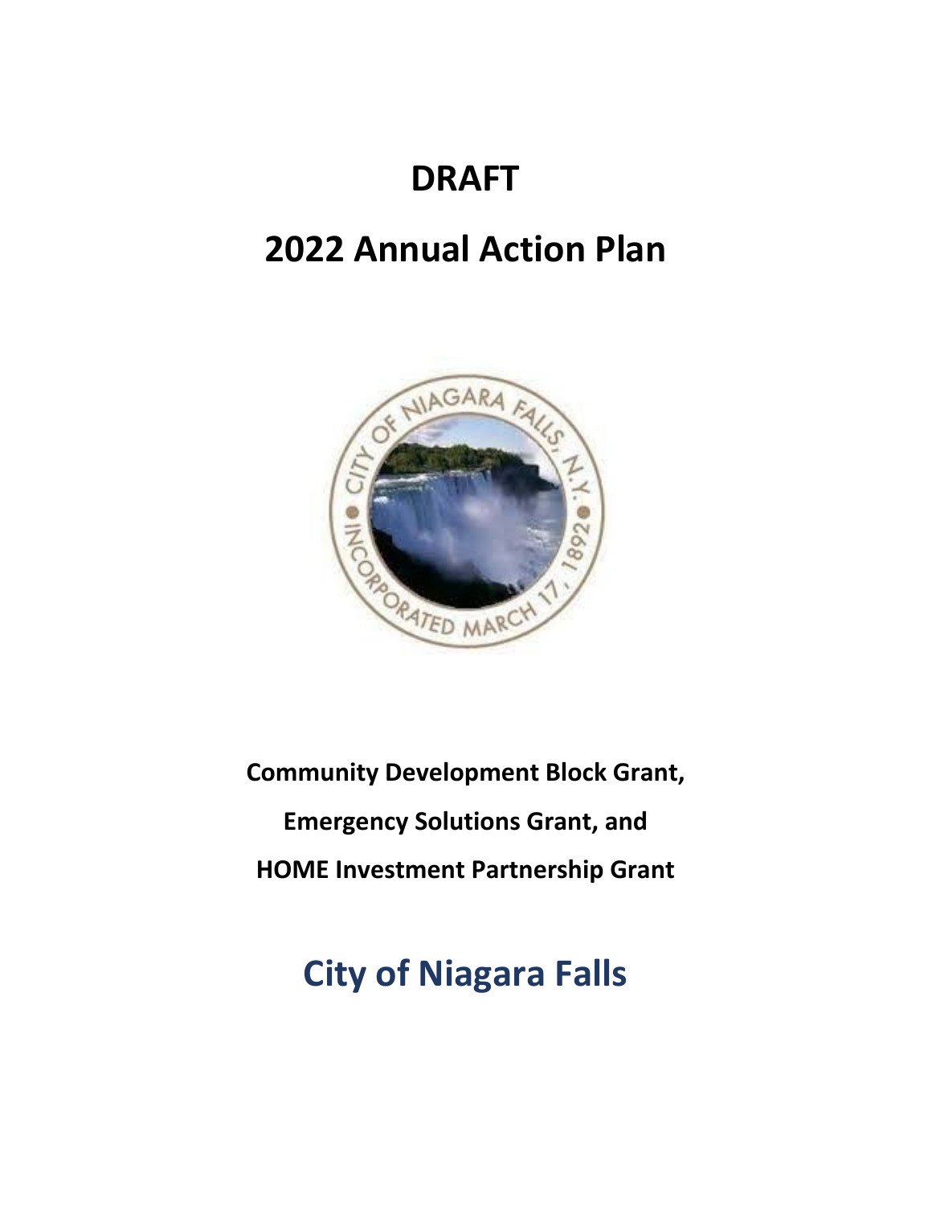# DRAFT

# 2022 Annual Action Plan

**Community Development Block Grant,**

**Emergency Solutions Grant, and**

**HOME Investment Partnership Grant**

## City of Niagara Falls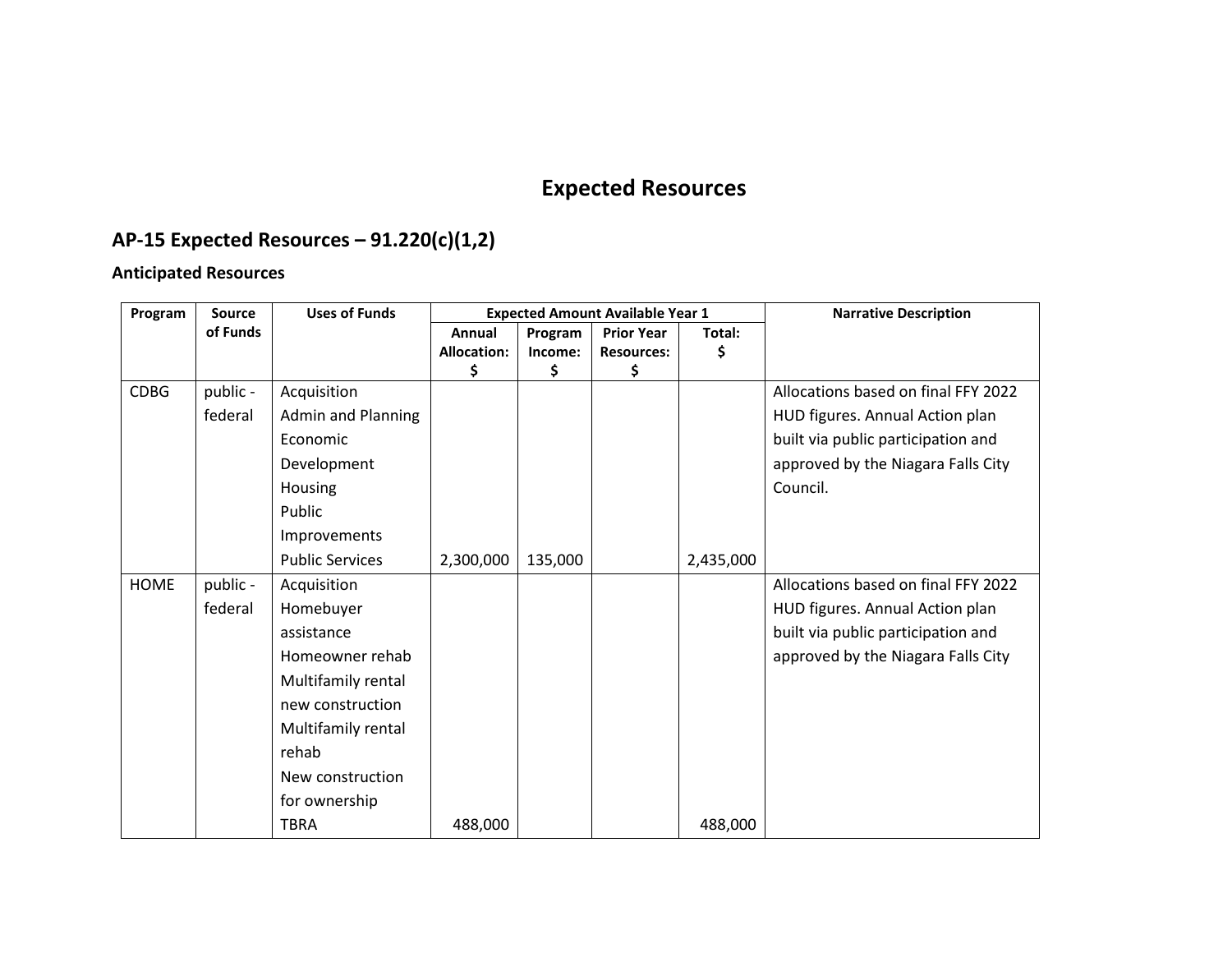# Expected Resources

## AP-15 Expected Resources – 91.220(c)(1,2)

### Anticipated Resources

| Program | Source of Funds | Uses of Funds | Expected Amount Available Year 1 | | | | Narrative Description |
|---|---|---|---|---|---|---|---|
| | | | Annual Allocation: $ | Program Income: $ | Prior Year Resources: $ | Total: $ | |
| CDBG | public - federal | Acquisition<br>Admin and Planning<br>Economic Development<br>Housing<br>Public Improvements<br>Public Services | 2,300,000 | 135,000 | | 2,435,000 | Allocations based on final FFY 2022 HUD figures. Annual Action plan built via public participation and approved by the Niagara Falls City Council. |
| HOME | public - federal | Acquisition<br>Homebuyer assistance<br>Homeowner rehab<br>Multifamily rental new construction<br>Multifamily rental rehab<br>New construction for ownership<br>TBRA | 488,000 | | | 488,000 | Allocations based on final FFY 2022 HUD figures. Annual Action plan built via public participation and approved by the Niagara Falls City |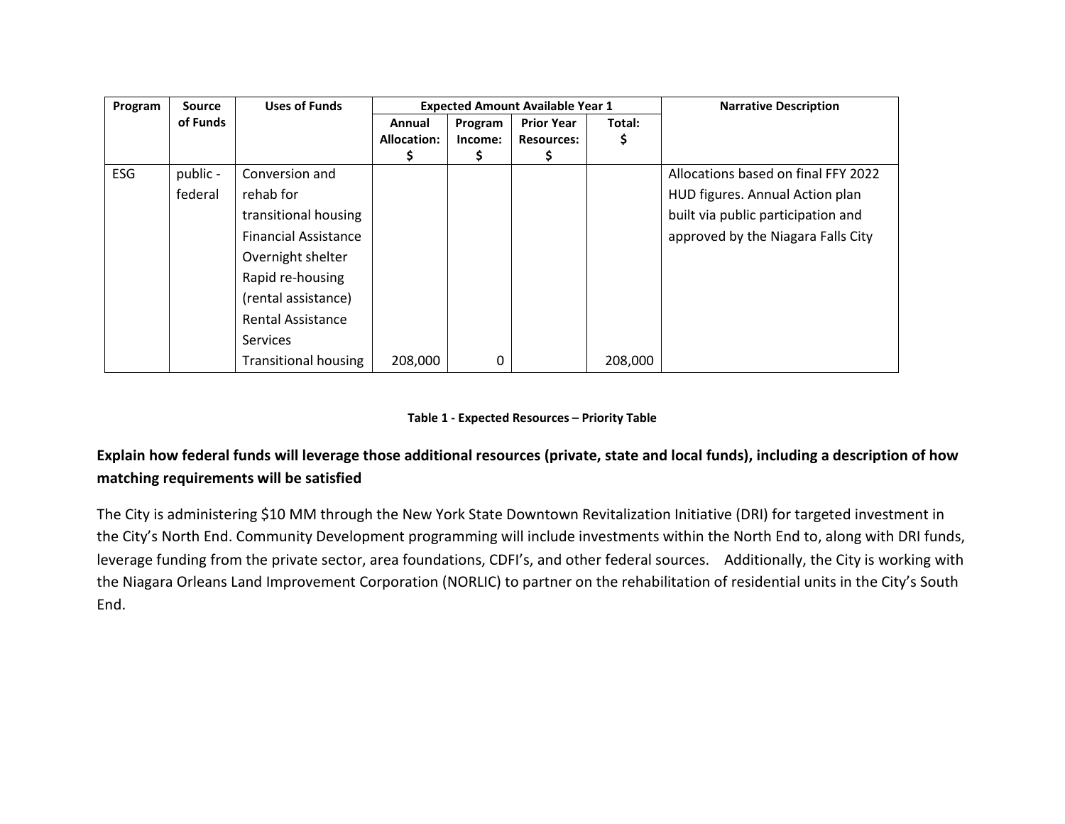| Program | Source of Funds | Uses of Funds | Expected Amount Available Year 1 | | | | Narrative Description |
|---|---|---|---|---|---|---|---|
| | | | Annual Allocation: $ | Program Income: $ | Prior Year Resources: $ | Total: $ | |
| ESG | public - federal | Conversion and rehab for transitional housing Financial Assistance Overnight shelter Rapid re-housing (rental assistance) Rental Assistance Services Transitional housing | 208,000 | 0 | | 208,000 | Allocations based on final FFY 2022 HUD figures. Annual Action plan built via public participation and approved by the Niagara Falls City |

**Table 1 - Expected Resources – Priority Table**

**Explain how federal funds will leverage those additional resources (private, state and local funds), including a description of how matching requirements will be satisfied**

The City is administering $10 MM through the New York State Downtown Revitalization Initiative (DRI) for targeted investment in the City's North End. Community Development programming will include investments within the North End to, along with DRI funds, leverage funding from the private sector, area foundations, CDFI's, and other federal sources. Additionally, the City is working with the Niagara Orleans Land Improvement Corporation (NORLIC) to partner on the rehabilitation of residential units in the City's South End.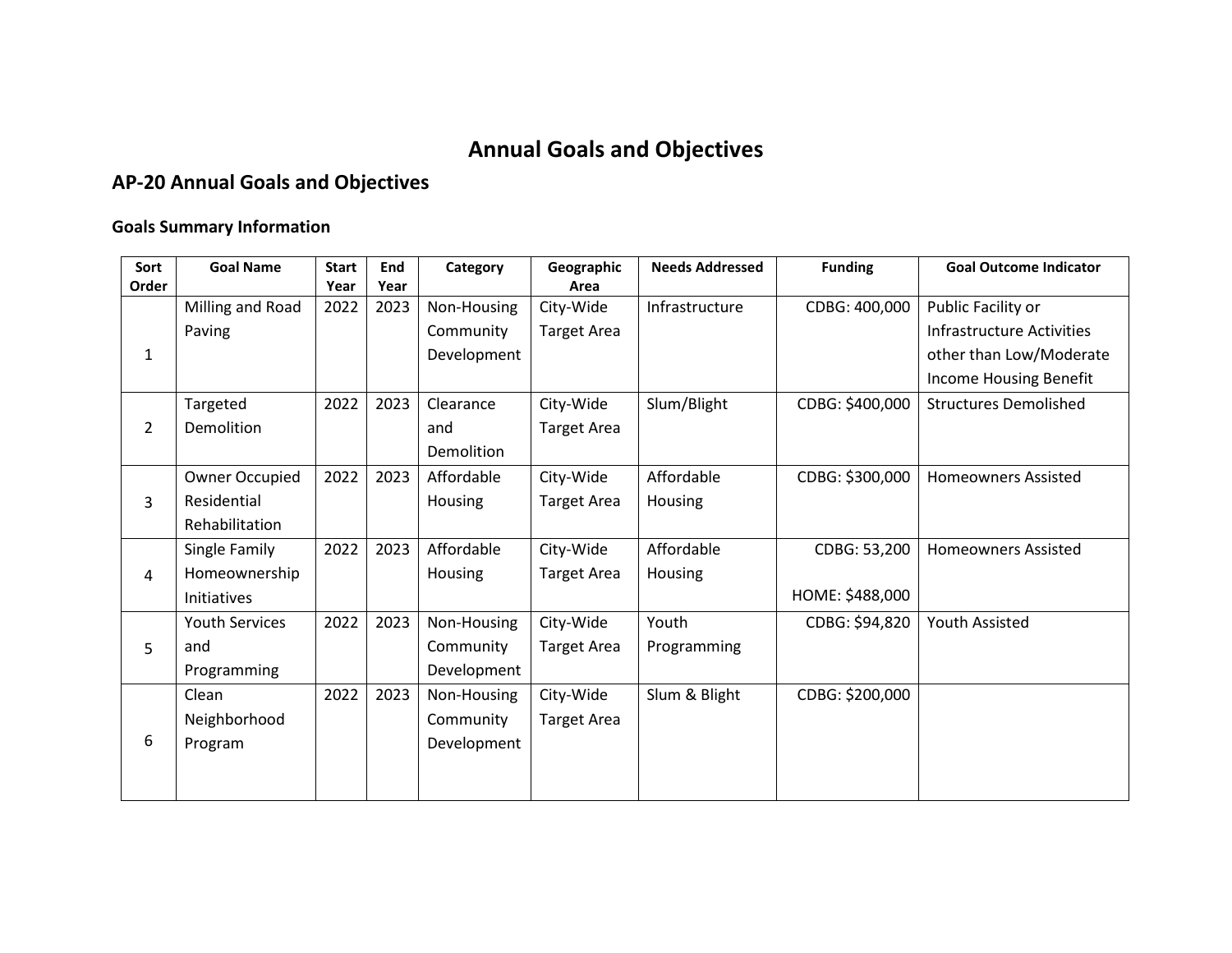# Annual Goals and Objectives

## AP-20 Annual Goals and Objectives

### Goals Summary Information

| Sort Order | Goal Name | Start Year | End Year | Category | Geographic Area | Needs Addressed | Funding | Goal Outcome Indicator |
|---|---|---|---|---|---|---|---|---|
| 1 | Milling and Road Paving | 2022 | 2023 | Non-Housing Community Development | City-Wide Target Area | Infrastructure | CDBG: 400,000 | Public Facility or Infrastructure Activities other than Low/Moderate Income Housing Benefit |
| 2 | Targeted Demolition | 2022 | 2023 | Clearance and Demolition | City-Wide Target Area | Slum/Blight | CDBG: $400,000 | Structures Demolished |
| 3 | Owner Occupied Residential Rehabilitation | 2022 | 2023 | Affordable Housing | City-Wide Target Area | Affordable Housing | CDBG: $300,000 | Homeowners Assisted |
| 4 | Single Family Homeownership Initiatives | 2022 | 2023 | Affordable Housing | City-Wide Target Area | Affordable Housing | CDBG: 53,200<br>HOME: $488,000 | Homeowners Assisted |
| 5 | Youth Services and Programming | 2022 | 2023 | Non-Housing Community Development | City-Wide Target Area | Youth Programming | CDBG: $94,820 | Youth Assisted |
| 6 | Clean Neighborhood Program | 2022 | 2023 | Non-Housing Community Development | City-Wide Target Area | Slum & Blight | CDBG: $200,000 | |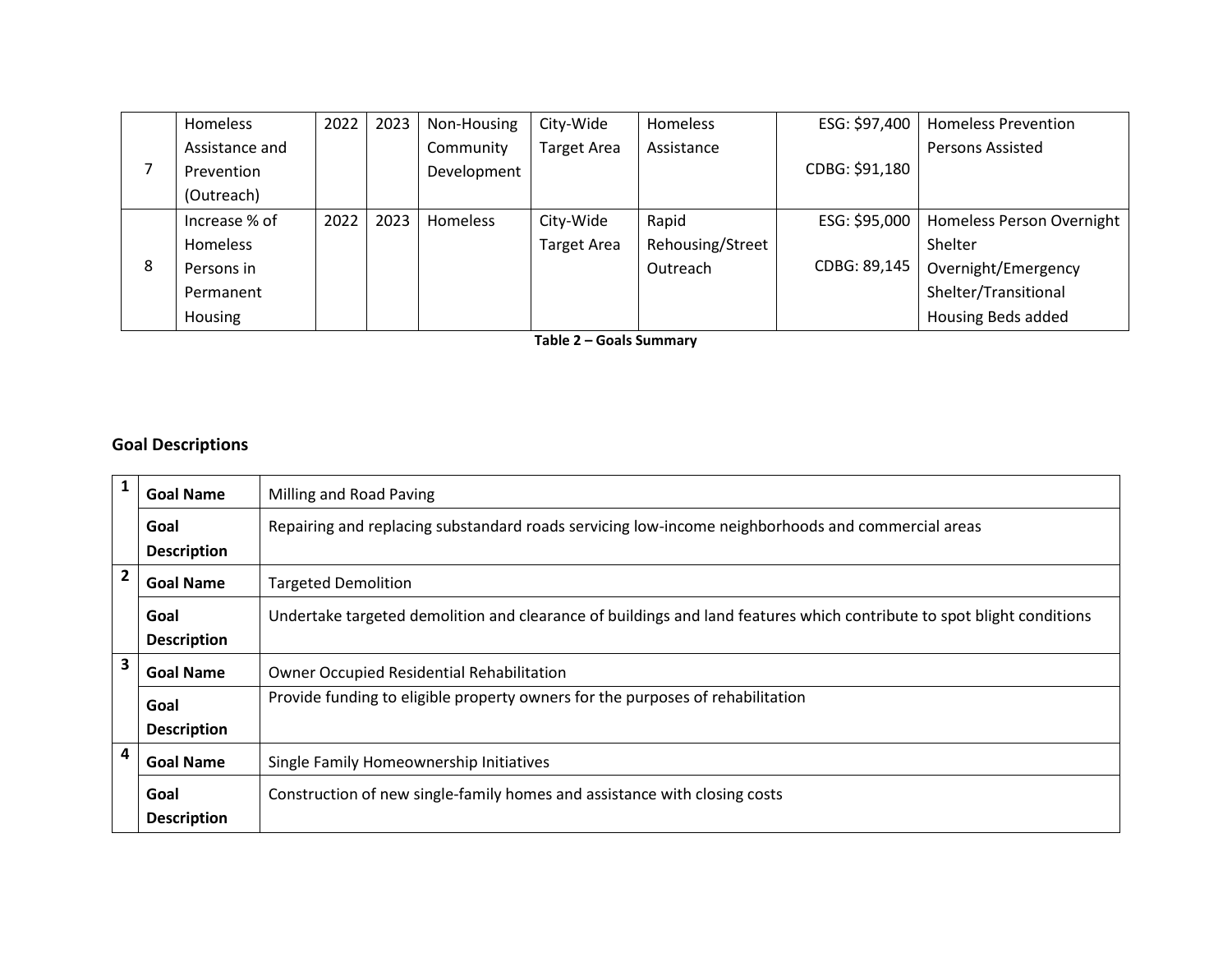| 7 | Homeless Assistance and Prevention (Outreach) | 2022 | 2023 | Non-Housing Community Development | City-Wide Target Area | Homeless Assistance | ESG: $97,400<br>CDBG: $91,180 | Homeless Prevention Persons Assisted |
|---|---|---|---|---|---|---|---|---|
| 8 | Increase % of Homeless Persons in Permanent Housing | 2022 | 2023 | Homeless | City-Wide Target Area | Rapid Rehousing/Street Outreach | ESG: $95,000<br>CDBG: 89,145 | Homeless Person Overnight Shelter Overnight/Emergency Shelter/Transitional Housing Beds added |

**Table 2 – Goals Summary**

## Goal Descriptions

| # | | |
|---|---|---|
| 1 | **Goal Name** | Milling and Road Paving |
| | **Goal Description** | Repairing and replacing substandard roads servicing low-income neighborhoods and commercial areas |
| 2 | **Goal Name** | Targeted Demolition |
| | **Goal Description** | Undertake targeted demolition and clearance of buildings and land features which contribute to spot blight conditions |
| 3 | **Goal Name** | Owner Occupied Residential Rehabilitation |
| | **Goal Description** | Provide funding to eligible property owners for the purposes of rehabilitation |
| 4 | **Goal Name** | Single Family Homeownership Initiatives |
| | **Goal Description** | Construction of new single-family homes and assistance with closing costs |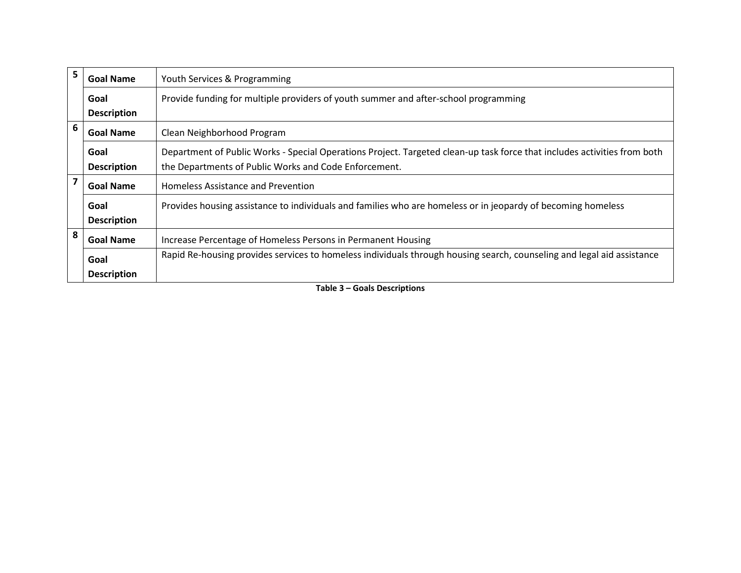| | | |
|---|---|---|
| 5 | **Goal Name** | Youth Services & Programming |
| | **Goal Description** | Provide funding for multiple providers of youth summer and after-school programming |
| 6 | **Goal Name** | Clean Neighborhood Program |
| | **Goal Description** | Department of Public Works - Special Operations Project. Targeted clean-up task force that includes activities from both the Departments of Public Works and Code Enforcement. |
| 7 | **Goal Name** | Homeless Assistance and Prevention |
| | **Goal Description** | Provides housing assistance to individuals and families who are homeless or in jeopardy of becoming homeless |
| 8 | **Goal Name** | Increase Percentage of Homeless Persons in Permanent Housing |
| | **Goal Description** | Rapid Re-housing provides services to homeless individuals through housing search, counseling and legal aid assistance |

**Table 3 – Goals Descriptions**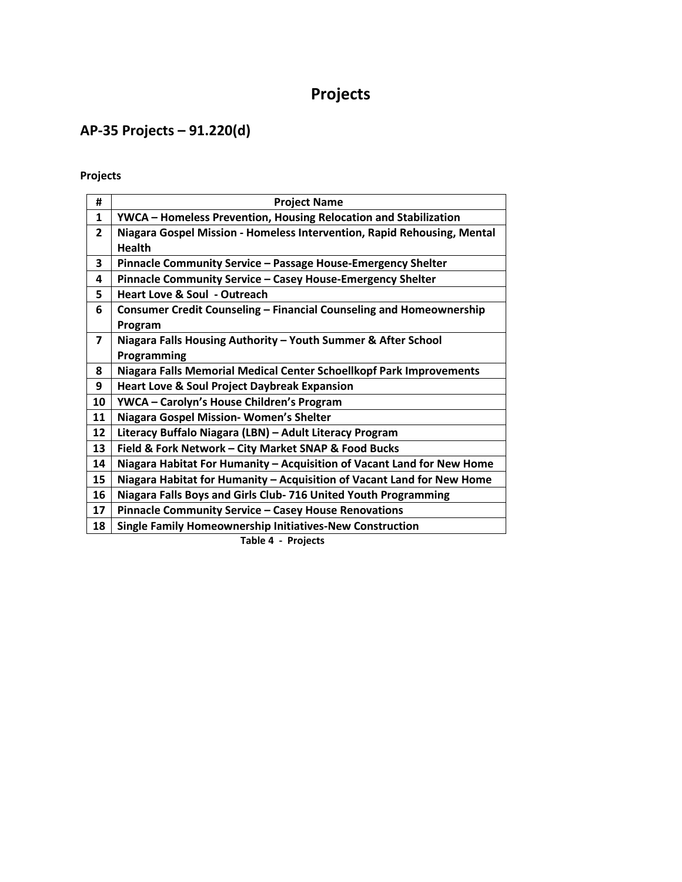# Projects

## AP-35 Projects – 91.220(d)

**Projects**

| # | Project Name |
|---|---|
| 1 | YWCA – Homeless Prevention, Housing Relocation and Stabilization |
| 2 | Niagara Gospel Mission - Homeless Intervention, Rapid Rehousing, Mental Health |
| 3 | Pinnacle Community Service – Passage House-Emergency Shelter |
| 4 | Pinnacle Community Service – Casey House-Emergency Shelter |
| 5 | Heart Love & Soul - Outreach |
| 6 | Consumer Credit Counseling – Financial Counseling and Homeownership Program |
| 7 | Niagara Falls Housing Authority – Youth Summer & After School Programming |
| 8 | Niagara Falls Memorial Medical Center Schoellkopf Park Improvements |
| 9 | Heart Love & Soul Project Daybreak Expansion |
| 10 | YWCA – Carolyn's House Children's Program |
| 11 | Niagara Gospel Mission- Women's Shelter |
| 12 | Literacy Buffalo Niagara (LBN) – Adult Literacy Program |
| 13 | Field & Fork Network – City Market SNAP & Food Bucks |
| 14 | Niagara Habitat For Humanity – Acquisition of Vacant Land for New Home |
| 15 | Niagara Habitat for Humanity – Acquisition of Vacant Land for New Home |
| 16 | Niagara Falls Boys and Girls Club- 716 United Youth Programming |
| 17 | Pinnacle Community Service – Casey House Renovations |
| 18 | Single Family Homeownership Initiatives-New Construction |

**Table 4 - Projects**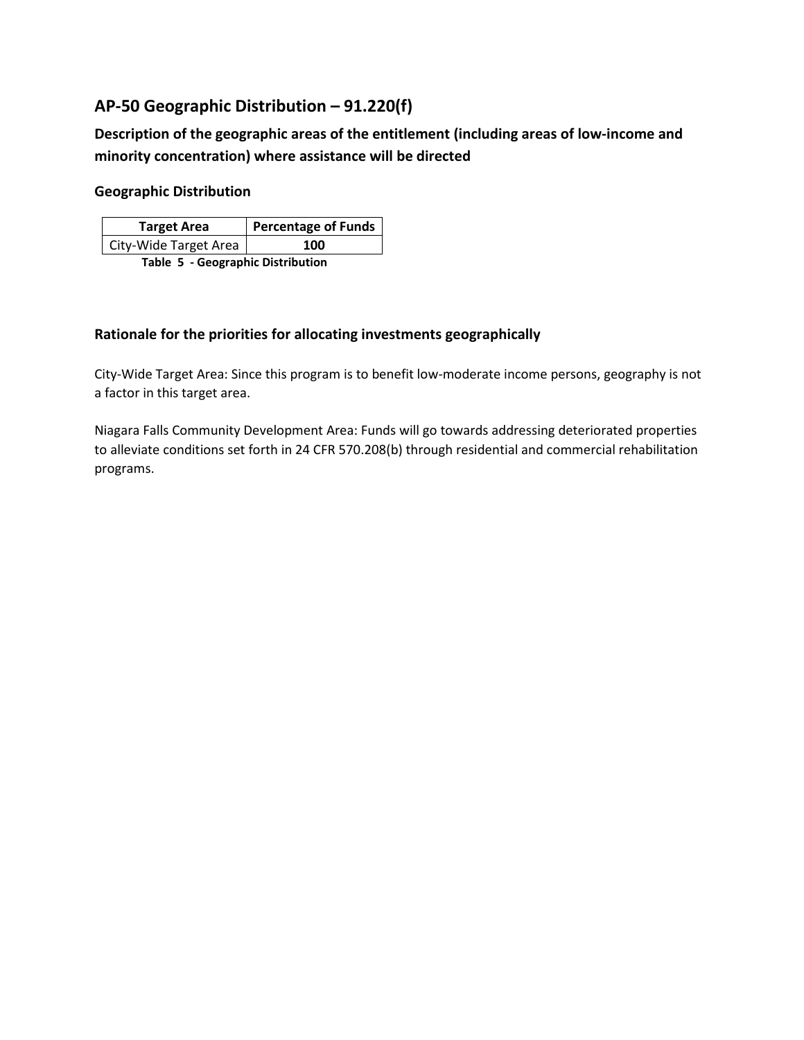## AP-50 Geographic Distribution – 91.220(f)

### Description of the geographic areas of the entitlement (including areas of low-income and minority concentration) where assistance will be directed

### Geographic Distribution

| Target Area | Percentage of Funds |
| --- | --- |
| City-Wide Target Area | 100 |

**Table 5 - Geographic Distribution**

### Rationale for the priorities for allocating investments geographically

City-Wide Target Area: Since this program is to benefit low-moderate income persons, geography is not a factor in this target area.

Niagara Falls Community Development Area: Funds will go towards addressing deteriorated properties to alleviate conditions set forth in 24 CFR 570.208(b) through residential and commercial rehabilitation programs.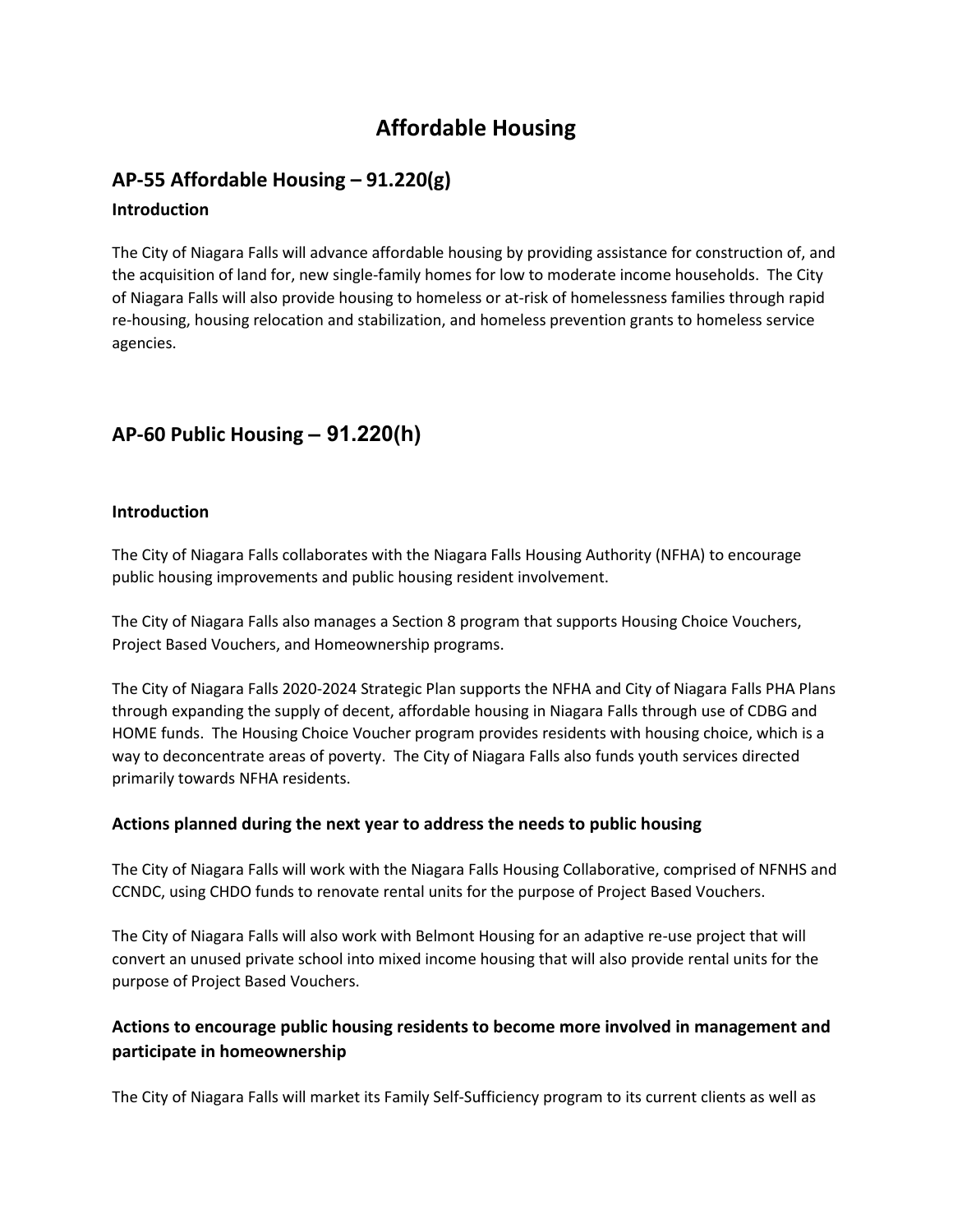# Affordable Housing

## AP-55 Affordable Housing – 91.220(g)

### Introduction

The City of Niagara Falls will advance affordable housing by providing assistance for construction of, and the acquisition of land for, new single-family homes for low to moderate income households. The City of Niagara Falls will also provide housing to homeless or at-risk of homelessness families through rapid re-housing, housing relocation and stabilization, and homeless prevention grants to homeless service agencies.

## AP-60 Public Housing – 91.220(h)

### Introduction

The City of Niagara Falls collaborates with the Niagara Falls Housing Authority (NFHA) to encourage public housing improvements and public housing resident involvement.

The City of Niagara Falls also manages a Section 8 program that supports Housing Choice Vouchers, Project Based Vouchers, and Homeownership programs.

The City of Niagara Falls 2020-2024 Strategic Plan supports the NFHA and City of Niagara Falls PHA Plans through expanding the supply of decent, affordable housing in Niagara Falls through use of CDBG and HOME funds. The Housing Choice Voucher program provides residents with housing choice, which is a way to deconcentrate areas of poverty. The City of Niagara Falls also funds youth services directed primarily towards NFHA residents.

### Actions planned during the next year to address the needs to public housing

The City of Niagara Falls will work with the Niagara Falls Housing Collaborative, comprised of NFNHS and CCNDC, using CHDO funds to renovate rental units for the purpose of Project Based Vouchers.

The City of Niagara Falls will also work with Belmont Housing for an adaptive re-use project that will convert an unused private school into mixed income housing that will also provide rental units for the purpose of Project Based Vouchers.

### Actions to encourage public housing residents to become more involved in management and participate in homeownership

The City of Niagara Falls will market its Family Self-Sufficiency program to its current clients as well as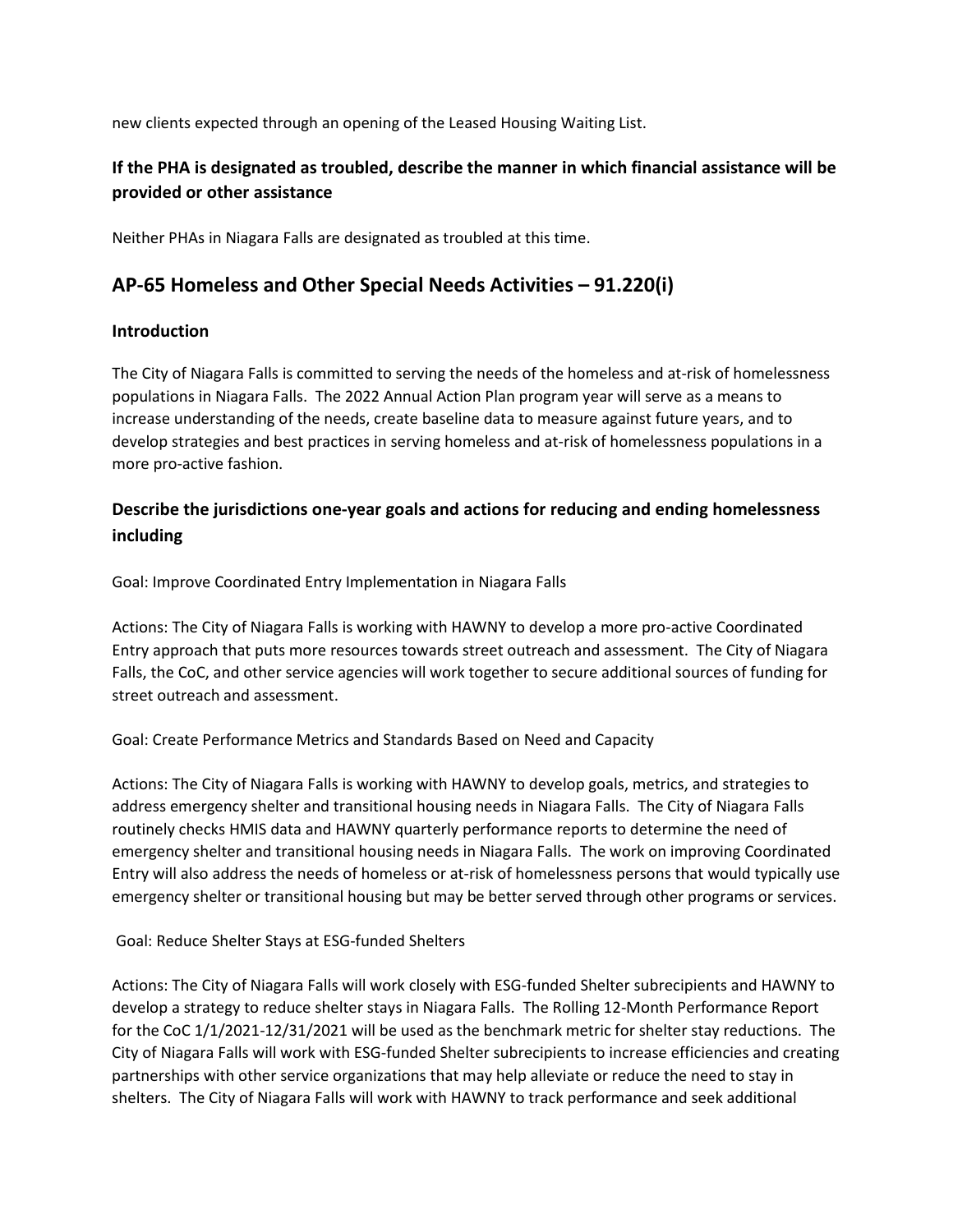new clients expected through an opening of the Leased Housing Waiting List.

### If the PHA is designated as troubled, describe the manner in which financial assistance will be provided or other assistance

Neither PHAs in Niagara Falls are designated as troubled at this time.

## AP-65 Homeless and Other Special Needs Activities – 91.220(i)

### Introduction

The City of Niagara Falls is committed to serving the needs of the homeless and at-risk of homelessness populations in Niagara Falls. The 2022 Annual Action Plan program year will serve as a means to increase understanding of the needs, create baseline data to measure against future years, and to develop strategies and best practices in serving homeless and at-risk of homelessness populations in a more pro-active fashion.

### Describe the jurisdictions one-year goals and actions for reducing and ending homelessness including

Goal: Improve Coordinated Entry Implementation in Niagara Falls

Actions: The City of Niagara Falls is working with HAWNY to develop a more pro-active Coordinated Entry approach that puts more resources towards street outreach and assessment. The City of Niagara Falls, the CoC, and other service agencies will work together to secure additional sources of funding for street outreach and assessment.

Goal: Create Performance Metrics and Standards Based on Need and Capacity

Actions: The City of Niagara Falls is working with HAWNY to develop goals, metrics, and strategies to address emergency shelter and transitional housing needs in Niagara Falls. The City of Niagara Falls routinely checks HMIS data and HAWNY quarterly performance reports to determine the need of emergency shelter and transitional housing needs in Niagara Falls. The work on improving Coordinated Entry will also address the needs of homeless or at-risk of homelessness persons that would typically use emergency shelter or transitional housing but may be better served through other programs or services.

Goal: Reduce Shelter Stays at ESG-funded Shelters

Actions: The City of Niagara Falls will work closely with ESG-funded Shelter subrecipients and HAWNY to develop a strategy to reduce shelter stays in Niagara Falls. The Rolling 12-Month Performance Report for the CoC 1/1/2021-12/31/2021 will be used as the benchmark metric for shelter stay reductions. The City of Niagara Falls will work with ESG-funded Shelter subrecipients to increase efficiencies and creating partnerships with other service organizations that may help alleviate or reduce the need to stay in shelters. The City of Niagara Falls will work with HAWNY to track performance and seek additional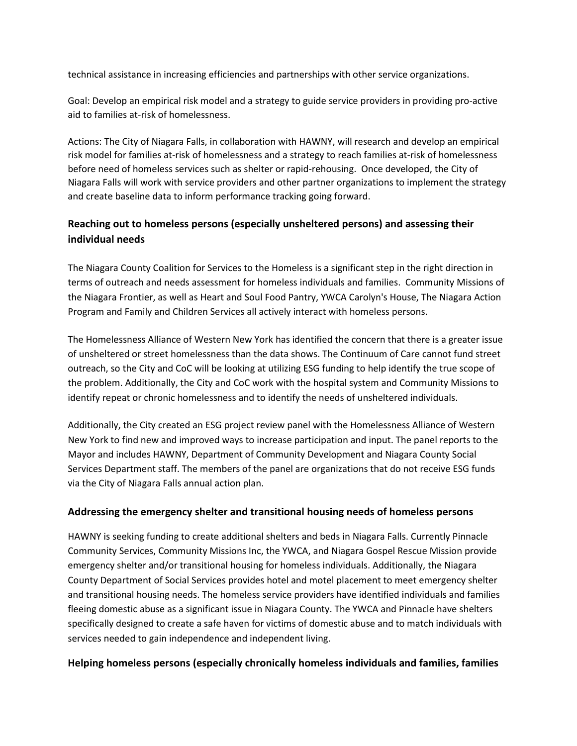technical assistance in increasing efficiencies and partnerships with other service organizations.

Goal: Develop an empirical risk model and a strategy to guide service providers in providing pro-active aid to families at-risk of homelessness.

Actions: The City of Niagara Falls, in collaboration with HAWNY, will research and develop an empirical risk model for families at-risk of homelessness and a strategy to reach families at-risk of homelessness before need of homeless services such as shelter or rapid-rehousing. Once developed, the City of Niagara Falls will work with service providers and other partner organizations to implement the strategy and create baseline data to inform performance tracking going forward.

### Reaching out to homeless persons (especially unsheltered persons) and assessing their individual needs

The Niagara County Coalition for Services to the Homeless is a significant step in the right direction in terms of outreach and needs assessment for homeless individuals and families. Community Missions of the Niagara Frontier, as well as Heart and Soul Food Pantry, YWCA Carolyn's House, The Niagara Action Program and Family and Children Services all actively interact with homeless persons.

The Homelessness Alliance of Western New York has identified the concern that there is a greater issue of unsheltered or street homelessness than the data shows. The Continuum of Care cannot fund street outreach, so the City and CoC will be looking at utilizing ESG funding to help identify the true scope of the problem. Additionally, the City and CoC work with the hospital system and Community Missions to identify repeat or chronic homelessness and to identify the needs of unsheltered individuals.

Additionally, the City created an ESG project review panel with the Homelessness Alliance of Western New York to find new and improved ways to increase participation and input. The panel reports to the Mayor and includes HAWNY, Department of Community Development and Niagara County Social Services Department staff. The members of the panel are organizations that do not receive ESG funds via the City of Niagara Falls annual action plan.

### Addressing the emergency shelter and transitional housing needs of homeless persons

HAWNY is seeking funding to create additional shelters and beds in Niagara Falls. Currently Pinnacle Community Services, Community Missions Inc, the YWCA, and Niagara Gospel Rescue Mission provide emergency shelter and/or transitional housing for homeless individuals. Additionally, the Niagara County Department of Social Services provides hotel and motel placement to meet emergency shelter and transitional housing needs. The homeless service providers have identified individuals and families fleeing domestic abuse as a significant issue in Niagara County. The YWCA and Pinnacle have shelters specifically designed to create a safe haven for victims of domestic abuse and to match individuals with services needed to gain independence and independent living.

### Helping homeless persons (especially chronically homeless individuals and families, families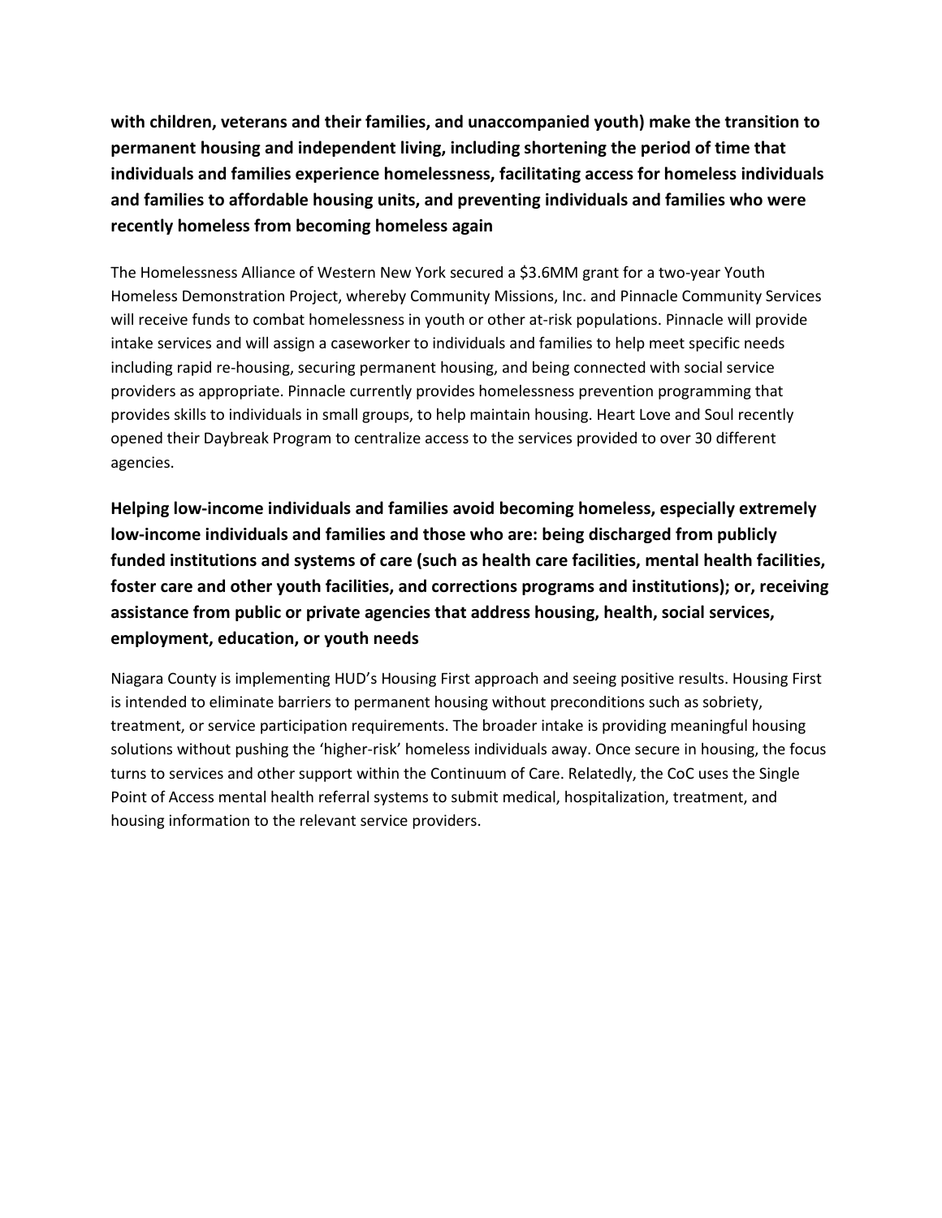**with children, veterans and their families, and unaccompanied youth) make the transition to permanent housing and independent living, including shortening the period of time that individuals and families experience homelessness, facilitating access for homeless individuals and families to affordable housing units, and preventing individuals and families who were recently homeless from becoming homeless again**

The Homelessness Alliance of Western New York secured a $3.6MM grant for a two-year Youth Homeless Demonstration Project, whereby Community Missions, Inc. and Pinnacle Community Services will receive funds to combat homelessness in youth or other at-risk populations. Pinnacle will provide intake services and will assign a caseworker to individuals and families to help meet specific needs including rapid re-housing, securing permanent housing, and being connected with social service providers as appropriate. Pinnacle currently provides homelessness prevention programming that provides skills to individuals in small groups, to help maintain housing. Heart Love and Soul recently opened their Daybreak Program to centralize access to the services provided to over 30 different agencies.

**Helping low-income individuals and families avoid becoming homeless, especially extremely low-income individuals and families and those who are: being discharged from publicly funded institutions and systems of care (such as health care facilities, mental health facilities, foster care and other youth facilities, and corrections programs and institutions); or, receiving assistance from public or private agencies that address housing, health, social services, employment, education, or youth needs**

Niagara County is implementing HUD's Housing First approach and seeing positive results. Housing First is intended to eliminate barriers to permanent housing without preconditions such as sobriety, treatment, or service participation requirements. The broader intake is providing meaningful housing solutions without pushing the 'higher-risk' homeless individuals away. Once secure in housing, the focus turns to services and other support within the Continuum of Care. Relatedly, the CoC uses the Single Point of Access mental health referral systems to submit medical, hospitalization, treatment, and housing information to the relevant service providers.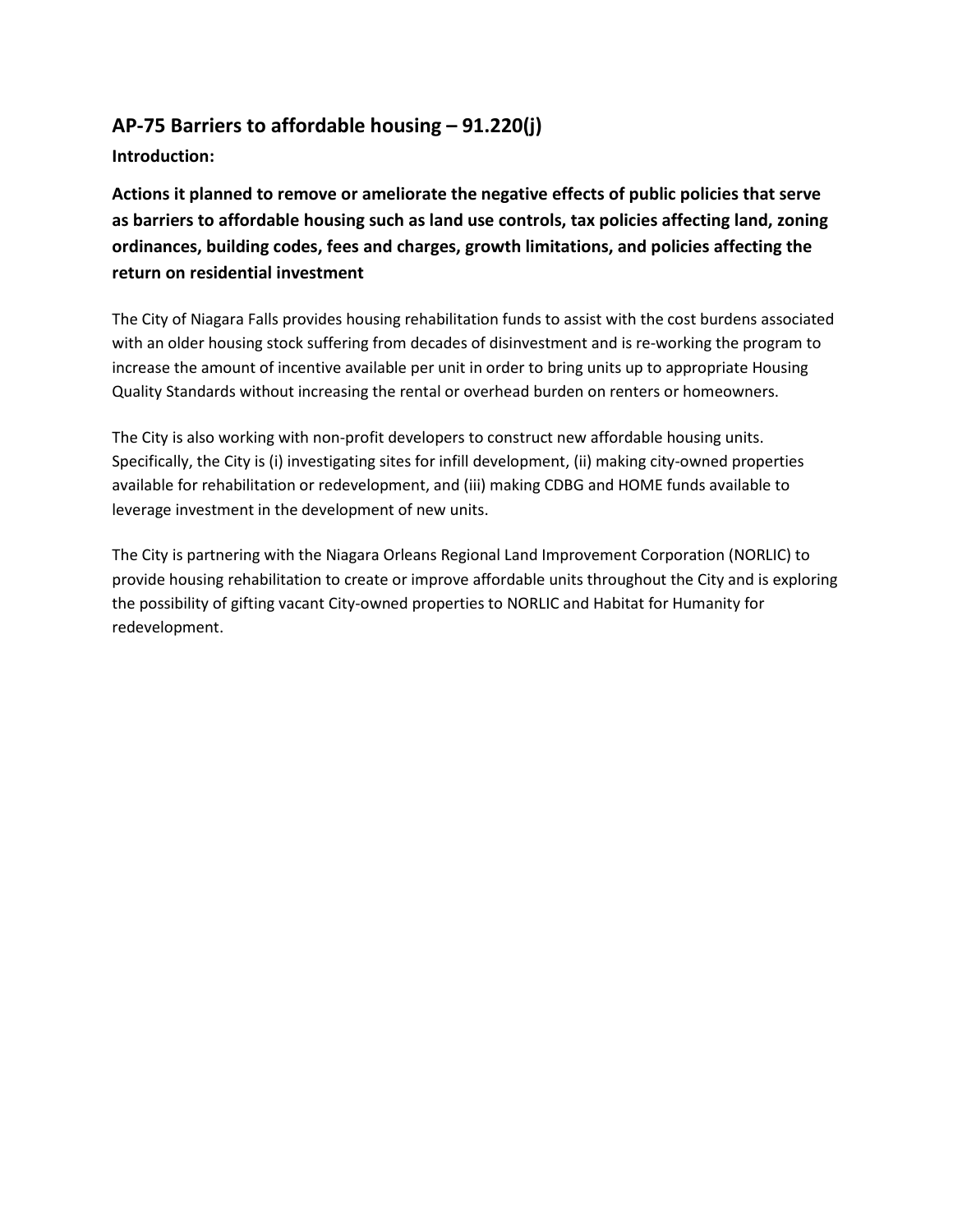## AP-75 Barriers to affordable housing – 91.220(j)

**Introduction:**

### Actions it planned to remove or ameliorate the negative effects of public policies that serve as barriers to affordable housing such as land use controls, tax policies affecting land, zoning ordinances, building codes, fees and charges, growth limitations, and policies affecting the return on residential investment

The City of Niagara Falls provides housing rehabilitation funds to assist with the cost burdens associated with an older housing stock suffering from decades of disinvestment and is re-working the program to increase the amount of incentive available per unit in order to bring units up to appropriate Housing Quality Standards without increasing the rental or overhead burden on renters or homeowners.

The City is also working with non-profit developers to construct new affordable housing units. Specifically, the City is (i) investigating sites for infill development, (ii) making city-owned properties available for rehabilitation or redevelopment, and (iii) making CDBG and HOME funds available to leverage investment in the development of new units.

The City is partnering with the Niagara Orleans Regional Land Improvement Corporation (NORLIC) to provide housing rehabilitation to create or improve affordable units throughout the City and is exploring the possibility of gifting vacant City-owned properties to NORLIC and Habitat for Humanity for redevelopment.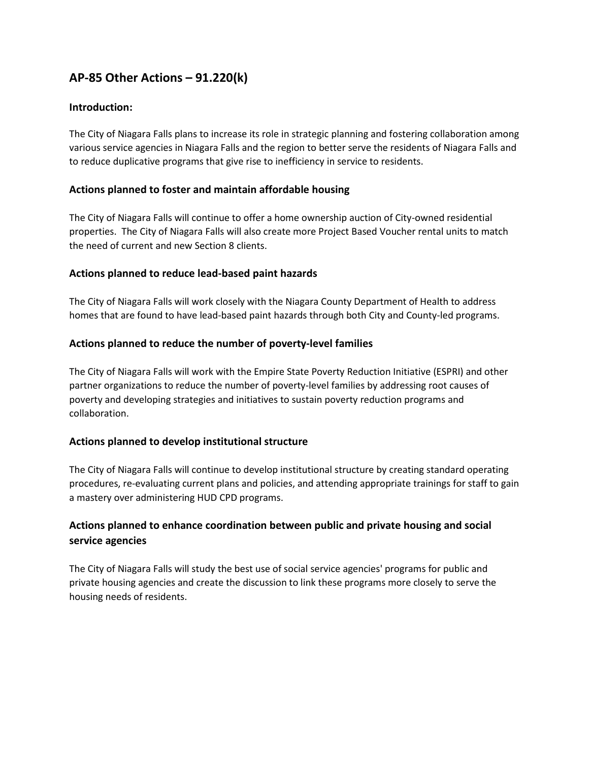## AP-85 Other Actions – 91.220(k)

### Introduction:

The City of Niagara Falls plans to increase its role in strategic planning and fostering collaboration among various service agencies in Niagara Falls and the region to better serve the residents of Niagara Falls and to reduce duplicative programs that give rise to inefficiency in service to residents.

### Actions planned to foster and maintain affordable housing

The City of Niagara Falls will continue to offer a home ownership auction of City-owned residential properties. The City of Niagara Falls will also create more Project Based Voucher rental units to match the need of current and new Section 8 clients.

### Actions planned to reduce lead-based paint hazards

The City of Niagara Falls will work closely with the Niagara County Department of Health to address homes that are found to have lead-based paint hazards through both City and County-led programs.

### Actions planned to reduce the number of poverty-level families

The City of Niagara Falls will work with the Empire State Poverty Reduction Initiative (ESPRI) and other partner organizations to reduce the number of poverty-level families by addressing root causes of poverty and developing strategies and initiatives to sustain poverty reduction programs and collaboration.

### Actions planned to develop institutional structure

The City of Niagara Falls will continue to develop institutional structure by creating standard operating procedures, re-evaluating current plans and policies, and attending appropriate trainings for staff to gain a mastery over administering HUD CPD programs.

### Actions planned to enhance coordination between public and private housing and social service agencies

The City of Niagara Falls will study the best use of social service agencies' programs for public and private housing agencies and create the discussion to link these programs more closely to serve the housing needs of residents.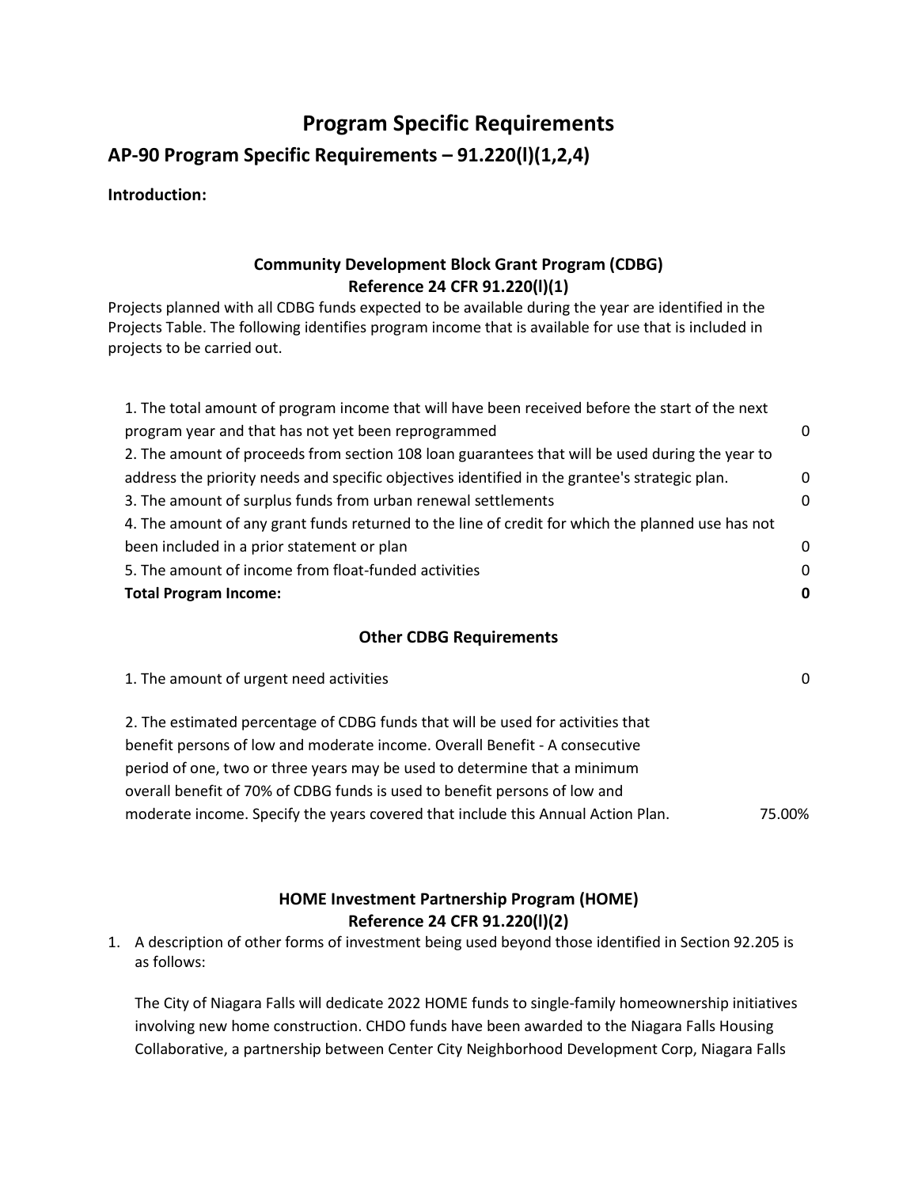# Program Specific Requirements

## AP-90 Program Specific Requirements – 91.220(l)(1,2,4)

**Introduction:**

### Community Development Block Grant Program (CDBG)
### Reference 24 CFR 91.220(l)(1)

Projects planned with all CDBG funds expected to be available during the year are identified in the Projects Table. The following identifies program income that is available for use that is included in projects to be carried out.

| | |
|---|---|
| 1. The total amount of program income that will have been received before the start of the next program year and that has not yet been reprogrammed | 0 |
| 2. The amount of proceeds from section 108 loan guarantees that will be used during the year to address the priority needs and specific objectives identified in the grantee's strategic plan. | 0 |
| 3. The amount of surplus funds from urban renewal settlements | 0 |
| 4. The amount of any grant funds returned to the line of credit for which the planned use has not been included in a prior statement or plan | 0 |
| 5. The amount of income from float-funded activities | 0 |
| **Total Program Income:** | **0** |

### Other CDBG Requirements

| | |
|---|---|
| 1. The amount of urgent need activities | 0 |
| 2. The estimated percentage of CDBG funds that will be used for activities that benefit persons of low and moderate income. Overall Benefit - A consecutive period of one, two or three years may be used to determine that a minimum overall benefit of 70% of CDBG funds is used to benefit persons of low and moderate income. Specify the years covered that include this Annual Action Plan. | 75.00% |

### HOME Investment Partnership Program (HOME)
### Reference 24 CFR 91.220(l)(2)

1. A description of other forms of investment being used beyond those identified in Section 92.205 is as follows:

   The City of Niagara Falls will dedicate 2022 HOME funds to single-family homeownership initiatives involving new home construction. CHDO funds have been awarded to the Niagara Falls Housing Collaborative, a partnership between Center City Neighborhood Development Corp, Niagara Falls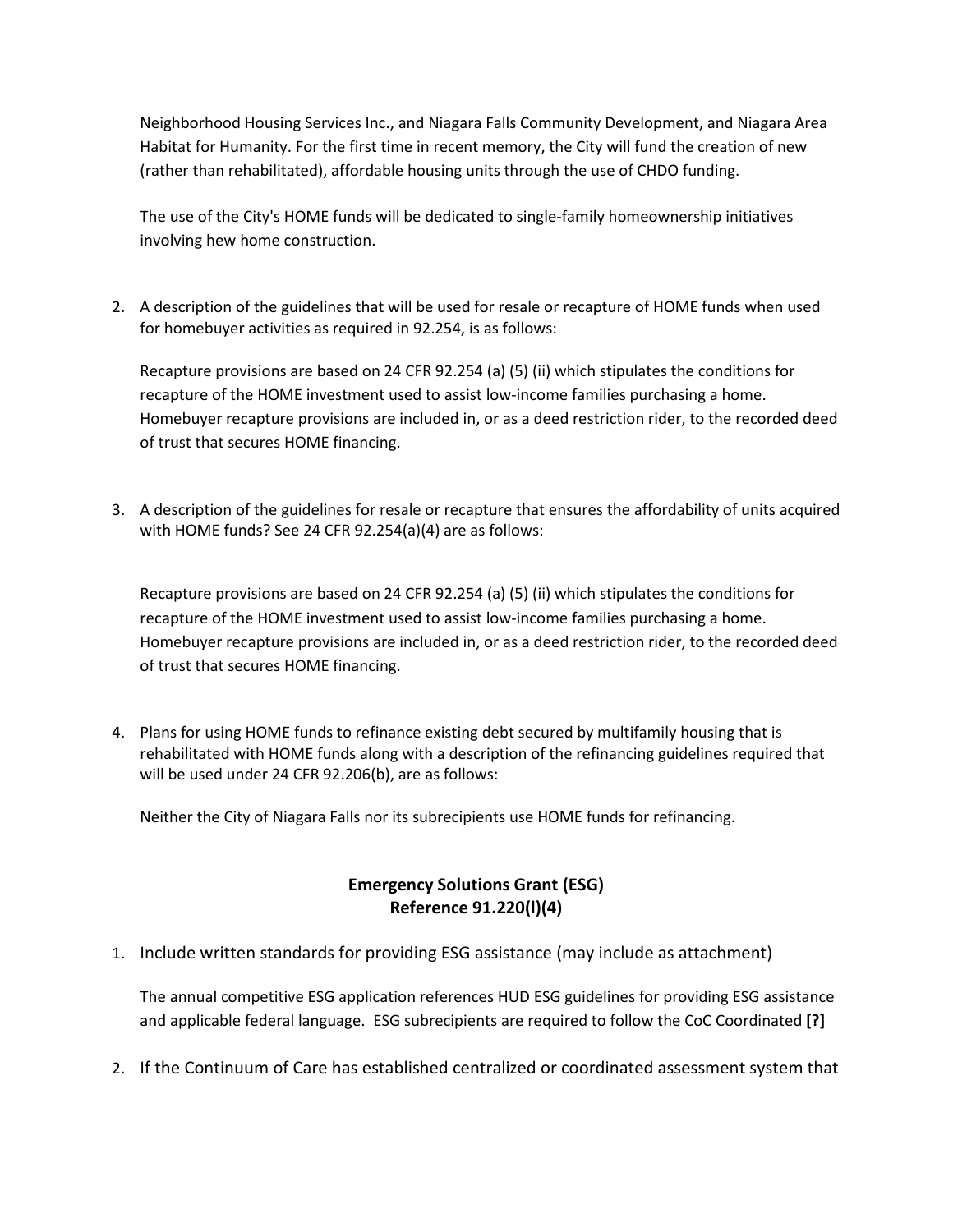Neighborhood Housing Services Inc., and Niagara Falls Community Development, and Niagara Area Habitat for Humanity. For the first time in recent memory, the City will fund the creation of new (rather than rehabilitated), affordable housing units through the use of CHDO funding.

The use of the City's HOME funds will be dedicated to single-family homeownership initiatives involving hew home construction.

2. A description of the guidelines that will be used for resale or recapture of HOME funds when used for homebuyer activities as required in 92.254, is as follows:

   Recapture provisions are based on 24 CFR 92.254 (a) (5) (ii) which stipulates the conditions for recapture of the HOME investment used to assist low-income families purchasing a home. Homebuyer recapture provisions are included in, or as a deed restriction rider, to the recorded deed of trust that secures HOME financing.

3. A description of the guidelines for resale or recapture that ensures the affordability of units acquired with HOME funds? See 24 CFR 92.254(a)(4) are as follows:

   Recapture provisions are based on 24 CFR 92.254 (a) (5) (ii) which stipulates the conditions for recapture of the HOME investment used to assist low-income families purchasing a home. Homebuyer recapture provisions are included in, or as a deed restriction rider, to the recorded deed of trust that secures HOME financing.

4. Plans for using HOME funds to refinance existing debt secured by multifamily housing that is rehabilitated with HOME funds along with a description of the refinancing guidelines required that will be used under 24 CFR 92.206(b), are as follows:

   Neither the City of Niagara Falls nor its subrecipients use HOME funds for refinancing.

## Emergency Solutions Grant (ESG)
## Reference 91.220(l)(4)

1. Include written standards for providing ESG assistance (may include as attachment)

   The annual competitive ESG application references HUD ESG guidelines for providing ESG assistance and applicable federal language. ESG subrecipients are required to follow the CoC Coordinated **[?]**

2. If the Continuum of Care has established centralized or coordinated assessment system that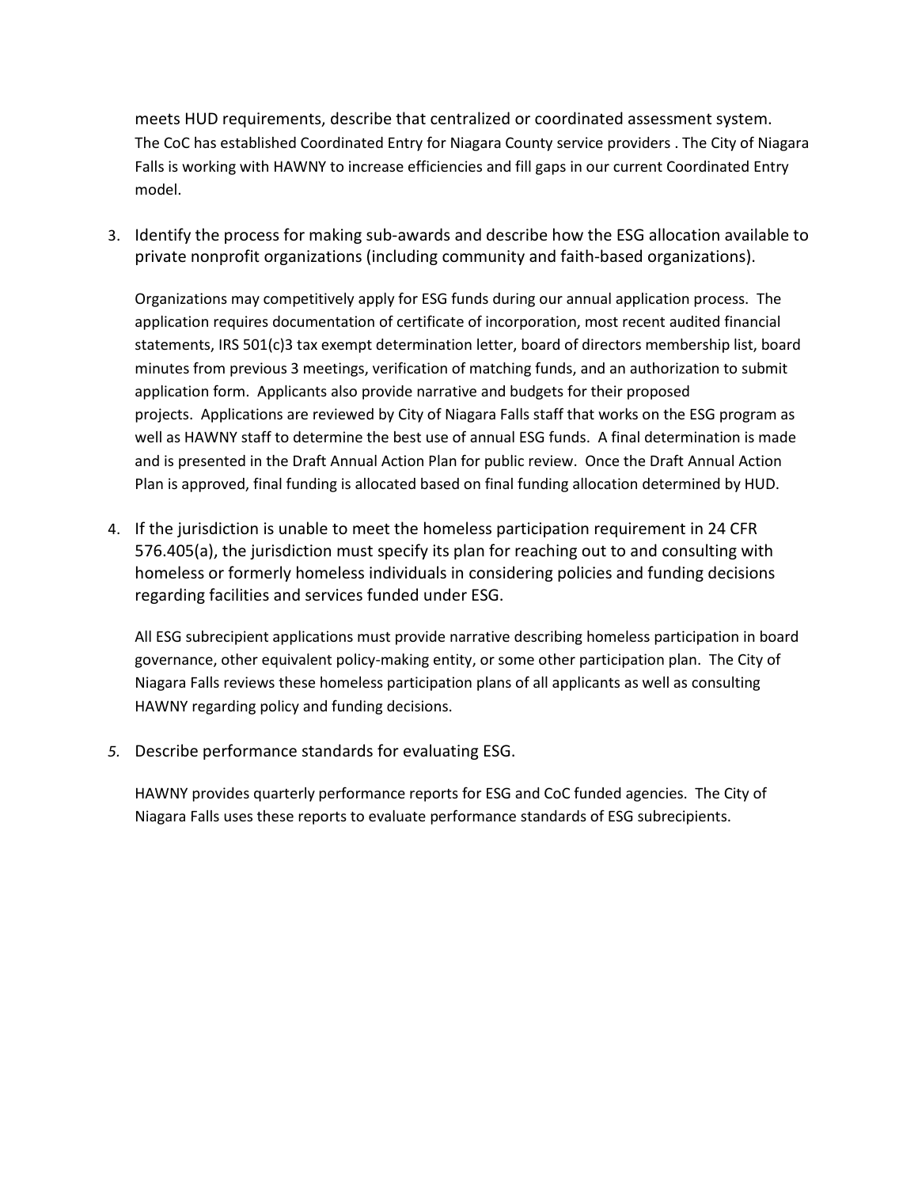meets HUD requirements, describe that centralized or coordinated assessment system.

The CoC has established Coordinated Entry for Niagara County service providers . The City of Niagara Falls is working with HAWNY to increase efficiencies and fill gaps in our current Coordinated Entry model.

3. Identify the process for making sub-awards and describe how the ESG allocation available to private nonprofit organizations (including community and faith-based organizations).

   Organizations may competitively apply for ESG funds during our annual application process. The application requires documentation of certificate of incorporation, most recent audited financial statements, IRS 501(c)3 tax exempt determination letter, board of directors membership list, board minutes from previous 3 meetings, verification of matching funds, and an authorization to submit application form. Applicants also provide narrative and budgets for their proposed projects. Applications are reviewed by City of Niagara Falls staff that works on the ESG program as well as HAWNY staff to determine the best use of annual ESG funds. A final determination is made and is presented in the Draft Annual Action Plan for public review. Once the Draft Annual Action Plan is approved, final funding is allocated based on final funding allocation determined by HUD.

4. If the jurisdiction is unable to meet the homeless participation requirement in 24 CFR 576.405(a), the jurisdiction must specify its plan for reaching out to and consulting with homeless or formerly homeless individuals in considering policies and funding decisions regarding facilities and services funded under ESG.

   All ESG subrecipient applications must provide narrative describing homeless participation in board governance, other equivalent policy-making entity, or some other participation plan. The City of Niagara Falls reviews these homeless participation plans of all applicants as well as consulting HAWNY regarding policy and funding decisions.

5. Describe performance standards for evaluating ESG.

   HAWNY provides quarterly performance reports for ESG and CoC funded agencies. The City of Niagara Falls uses these reports to evaluate performance standards of ESG subrecipients.